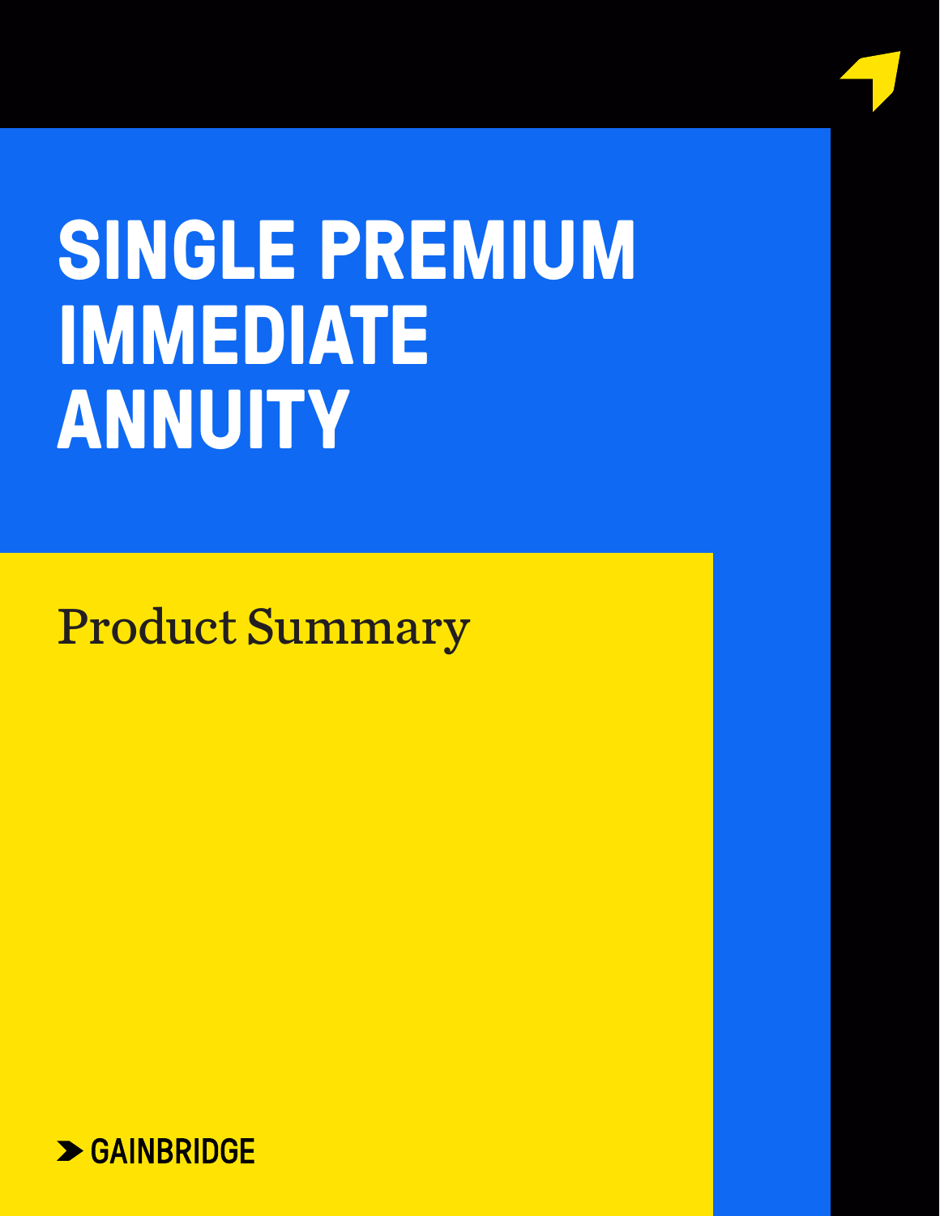# SINGLE PREMIUM IMMEDIATE ANNUITY

## Product Summary

GAINBRIDGE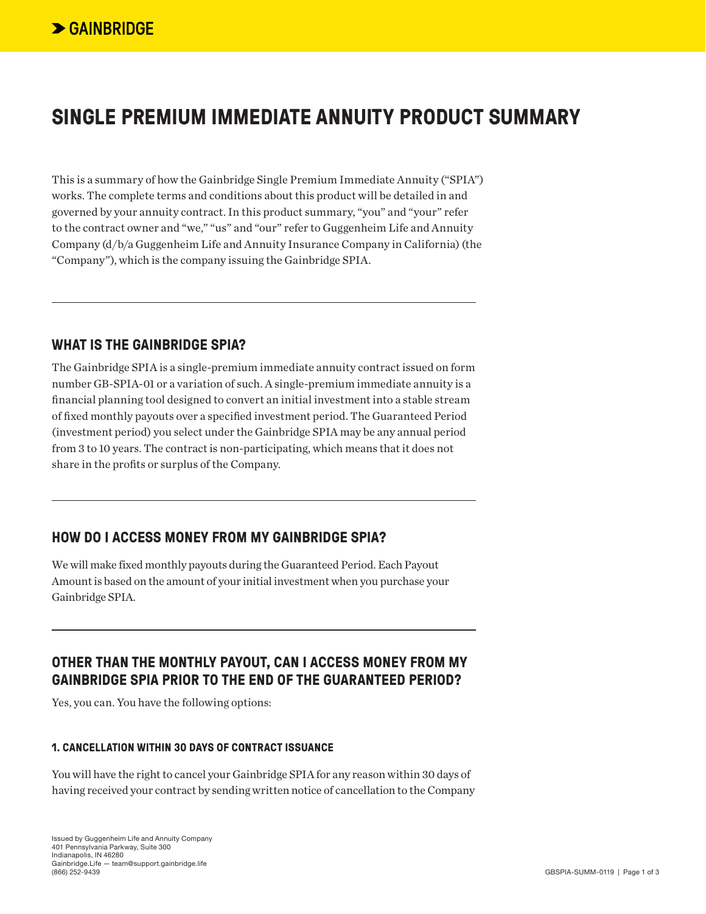# SINGLE PREMIUM IMMEDIATE ANNUITY PRODUCT SUMMARY

This is a summary of how the Gainbridge Single Premium Immediate Annuity ("SPIA") works. The complete terms and conditions about this product will be detailed in and governed by your annuity contract. In this product summary, "you" and "your" refer to the contract owner and "we," "us" and "our" refer to Guggenheim Life and Annuity Company (d/b/a Guggenheim Life and Annuity Insurance Company in California) (the "Company"), which is the company issuing the Gainbridge SPIA.

## WHAT IS THE GAINBRIDGE SPIA?

The Gainbridge SPIA is a single-premium immediate annuity contract issued on form number GB-SPIA-01 or a variation of such. A single-premium immediate annuity is a financial planning tool designed to convert an initial investment into a stable stream of fixed monthly payouts over a specified investment period. The Guaranteed Period (investment period) you select under the Gainbridge SPIA may be any annual period from 3 to 10 years. The contract is non-participating, which means that it does not share in the profits or surplus of the Company.

## HOW DO I ACCESS MONEY FROM MY GAINBRIDGE SPIA?

We will make fixed monthly payouts during the Guaranteed Period. Each Payout Amount is based on the amount of your initial investment when you purchase your Gainbridge SPIA.

## OTHER THAN THE MONTHLY PAYOUT, CAN I ACCESS MONEY FROM MY GAINBRIDGE SPIA PRIOR TO THE END OF THE GUARANTEED PERIOD?

Yes, you can. You have the following options:

### 1. CANCELLATION WITHIN 30 DAYS OF CONTRACT ISSUANCE

You will have the right to cancel your Gainbridge SPIA for any reason within 30 days of having received your contract by sending written notice of cancellation to the Company

Issued by Guggenheim Life and Annuity Company
401 Pennsylvania Parkway, Suite 300
Indianapolis, IN 46280
Gainbridge.Life — team@support.gainbridge.life
(866) 252-9439

GBSPIA-SUMM-0119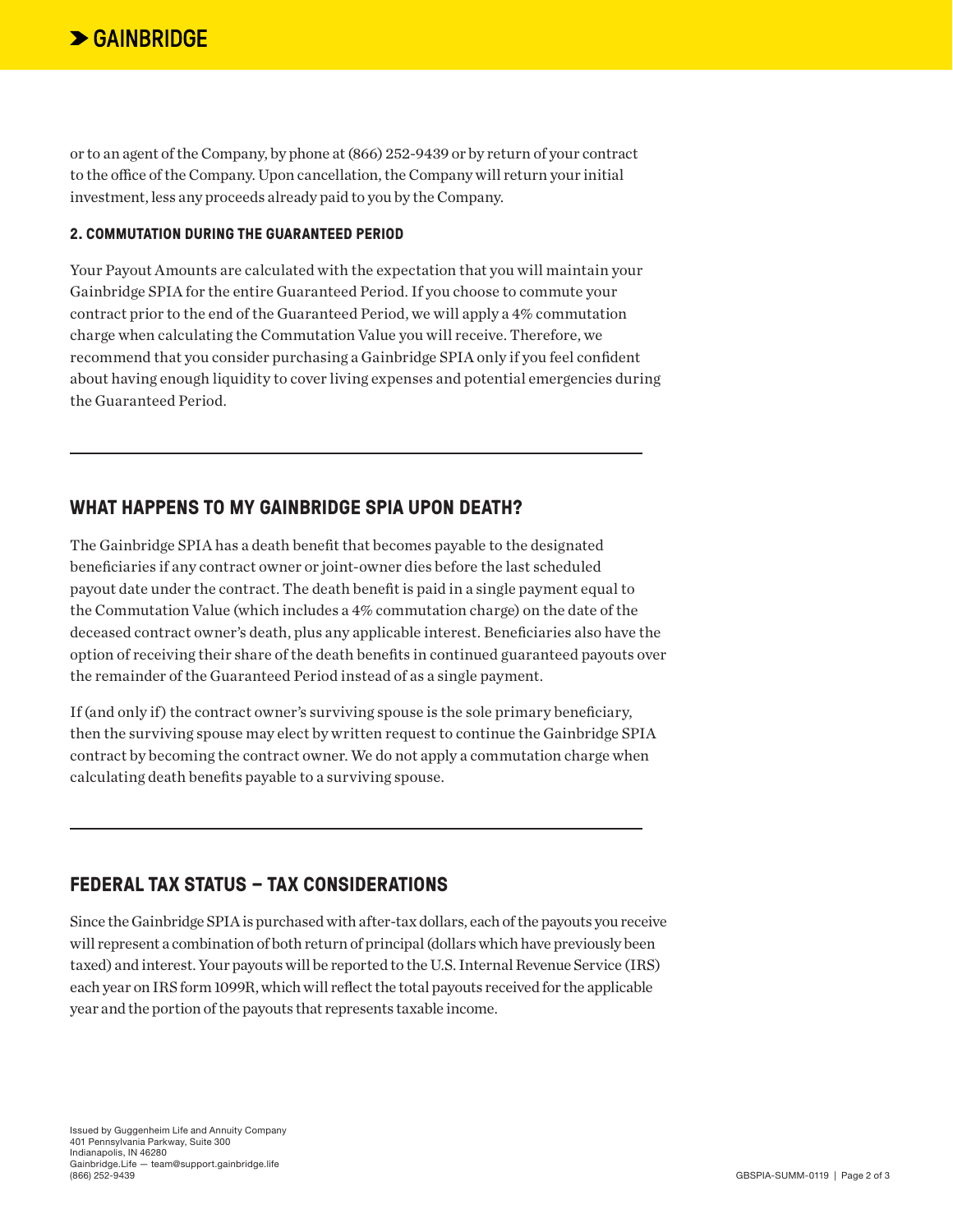or to an agent of the Company, by phone at (866) 252-9439 or by return of your contract to the office of the Company. Upon cancellation, the Company will return your initial investment, less any proceeds already paid to you by the Company.

#### 2. COMMUTATION DURING THE GUARANTEED PERIOD

Your Payout Amounts are calculated with the expectation that you will maintain your Gainbridge SPIA for the entire Guaranteed Period. If you choose to commute your contract prior to the end of the Guaranteed Period, we will apply a 4% commutation charge when calculating the Commutation Value you will receive. Therefore, we recommend that you consider purchasing a Gainbridge SPIA only if you feel confident about having enough liquidity to cover living expenses and potential emergencies during the Guaranteed Period.

---

## WHAT HAPPENS TO MY GAINBRIDGE SPIA UPON DEATH?

The Gainbridge SPIA has a death benefit that becomes payable to the designated beneficiaries if any contract owner or joint-owner dies before the last scheduled payout date under the contract. The death benefit is paid in a single payment equal to the Commutation Value (which includes a 4% commutation charge) on the date of the deceased contract owner's death, plus any applicable interest. Beneficiaries also have the option of receiving their share of the death benefits in continued guaranteed payouts over the remainder of the Guaranteed Period instead of as a single payment.

If (and only if) the contract owner's surviving spouse is the sole primary beneficiary, then the surviving spouse may elect by written request to continue the Gainbridge SPIA contract by becoming the contract owner. We do not apply a commutation charge when calculating death benefits payable to a surviving spouse.

---

## FEDERAL TAX STATUS – TAX CONSIDERATIONS

Since the Gainbridge SPIA is purchased with after-tax dollars, each of the payouts you receive will represent a combination of both return of principal (dollars which have previously been taxed) and interest. Your payouts will be reported to the U.S. Internal Revenue Service (IRS) each year on IRS form 1099R, which will reflect the total payouts received for the applicable year and the portion of the payouts that represents taxable income.

Issued by Guggenheim Life and Annuity Company
401 Pennsylvania Parkway, Suite 300
Indianapolis, IN 46280
Gainbridge.Life — team@support.gainbridge.life
(866) 252-9439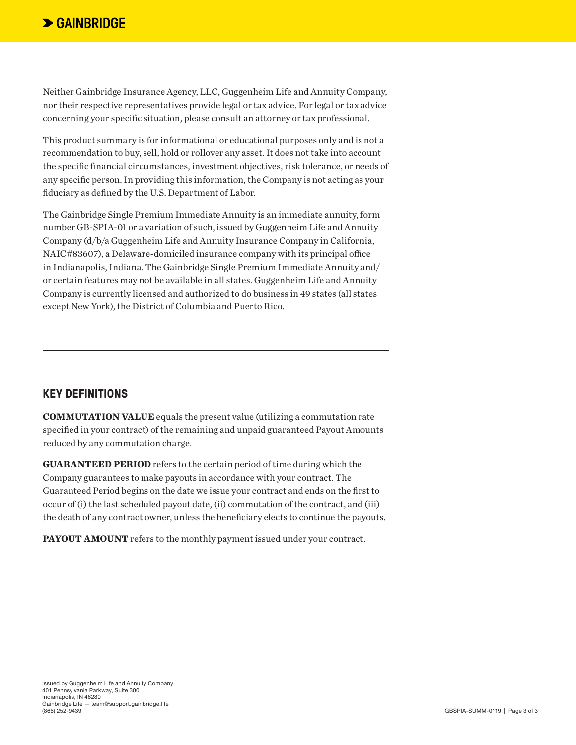Neither Gainbridge Insurance Agency, LLC, Guggenheim Life and Annuity Company, nor their respective representatives provide legal or tax advice. For legal or tax advice concerning your specific situation, please consult an attorney or tax professional.

This product summary is for informational or educational purposes only and is not a recommendation to buy, sell, hold or rollover any asset. It does not take into account the specific financial circumstances, investment objectives, risk tolerance, or needs of any specific person. In providing this information, the Company is not acting as your fiduciary as defined by the U.S. Department of Labor.

The Gainbridge Single Premium Immediate Annuity is an immediate annuity, form number GB-SPIA-01 or a variation of such, issued by Guggenheim Life and Annuity Company (d/b/a Guggenheim Life and Annuity Insurance Company in California, NAIC#83607), a Delaware-domiciled insurance company with its principal office in Indianapolis, Indiana. The Gainbridge Single Premium Immediate Annuity and/or certain features may not be available in all states. Guggenheim Life and Annuity Company is currently licensed and authorized to do business in 49 states (all states except New York), the District of Columbia and Puerto Rico.

---

## KEY DEFINITIONS

**COMMUTATION VALUE** equals the present value (utilizing a commutation rate specified in your contract) of the remaining and unpaid guaranteed Payout Amounts reduced by any commutation charge.

**GUARANTEED PERIOD** refers to the certain period of time during which the Company guarantees to make payouts in accordance with your contract. The Guaranteed Period begins on the date we issue your contract and ends on the first to occur of (i) the last scheduled payout date, (ii) commutation of the contract, and (iii) the death of any contract owner, unless the beneficiary elects to continue the payouts.

**PAYOUT AMOUNT** refers to the monthly payment issued under your contract.

Issued by Guggenheim Life and Annuity Company
401 Pennsylvania Parkway, Suite 300
Indianapolis, IN 46280
Gainbridge.Life — team@support.gainbridge.life
(866) 252-9439

GBSPIA-SUMM-0119